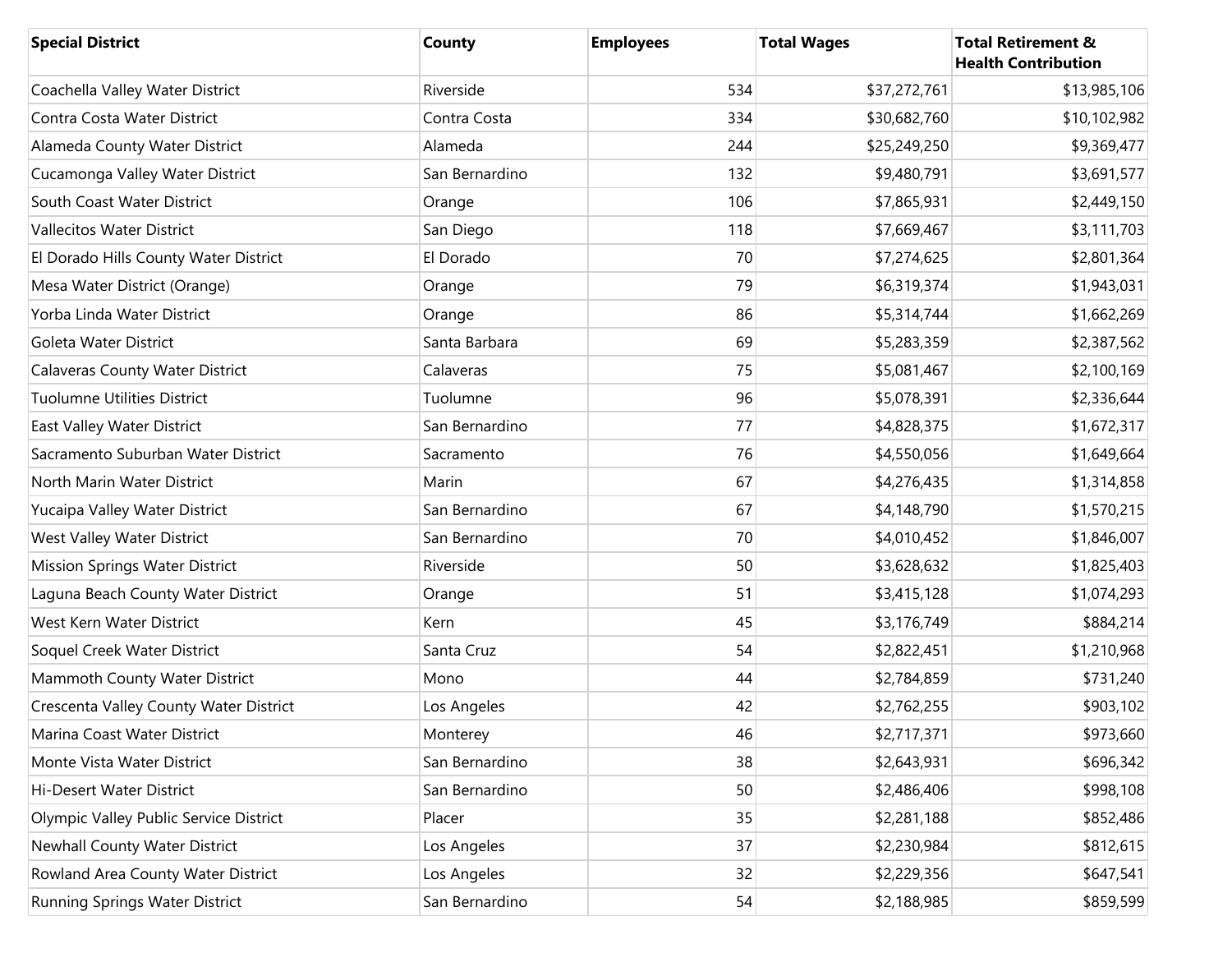| Special District | County | Employees | Total Wages | Total Retirement & Health Contribution |
|---|---|---|---|---|
| Coachella Valley Water District | Riverside | 534 | $37,272,761 | $13,985,106 |
| Contra Costa Water District | Contra Costa | 334 | $30,682,760 | $10,102,982 |
| Alameda County Water District | Alameda | 244 | $25,249,250 | $9,369,477 |
| Cucamonga Valley Water District | San Bernardino | 132 | $9,480,791 | $3,691,577 |
| South Coast Water District | Orange | 106 | $7,865,931 | $2,449,150 |
| Vallecitos Water District | San Diego | 118 | $7,669,467 | $3,111,703 |
| El Dorado Hills County Water District | El Dorado | 70 | $7,274,625 | $2,801,364 |
| Mesa Water District (Orange) | Orange | 79 | $6,319,374 | $1,943,031 |
| Yorba Linda Water District | Orange | 86 | $5,314,744 | $1,662,269 |
| Goleta Water District | Santa Barbara | 69 | $5,283,359 | $2,387,562 |
| Calaveras County Water District | Calaveras | 75 | $5,081,467 | $2,100,169 |
| Tuolumne Utilities District | Tuolumne | 96 | $5,078,391 | $2,336,644 |
| East Valley Water District | San Bernardino | 77 | $4,828,375 | $1,672,317 |
| Sacramento Suburban Water District | Sacramento | 76 | $4,550,056 | $1,649,664 |
| North Marin Water District | Marin | 67 | $4,276,435 | $1,314,858 |
| Yucaipa Valley Water District | San Bernardino | 67 | $4,148,790 | $1,570,215 |
| West Valley Water District | San Bernardino | 70 | $4,010,452 | $1,846,007 |
| Mission Springs Water District | Riverside | 50 | $3,628,632 | $1,825,403 |
| Laguna Beach County Water District | Orange | 51 | $3,415,128 | $1,074,293 |
| West Kern Water District | Kern | 45 | $3,176,749 | $884,214 |
| Soquel Creek Water District | Santa Cruz | 54 | $2,822,451 | $1,210,968 |
| Mammoth County Water District | Mono | 44 | $2,784,859 | $731,240 |
| Crescenta Valley County Water District | Los Angeles | 42 | $2,762,255 | $903,102 |
| Marina Coast Water District | Monterey | 46 | $2,717,371 | $973,660 |
| Monte Vista Water District | San Bernardino | 38 | $2,643,931 | $696,342 |
| Hi-Desert Water District | San Bernardino | 50 | $2,486,406 | $998,108 |
| Olympic Valley Public Service District | Placer | 35 | $2,281,188 | $852,486 |
| Newhall County Water District | Los Angeles | 37 | $2,230,984 | $812,615 |
| Rowland Area County Water District | Los Angeles | 32 | $2,229,356 | $647,541 |
| Running Springs Water District | San Bernardino | 54 | $2,188,985 | $859,599 |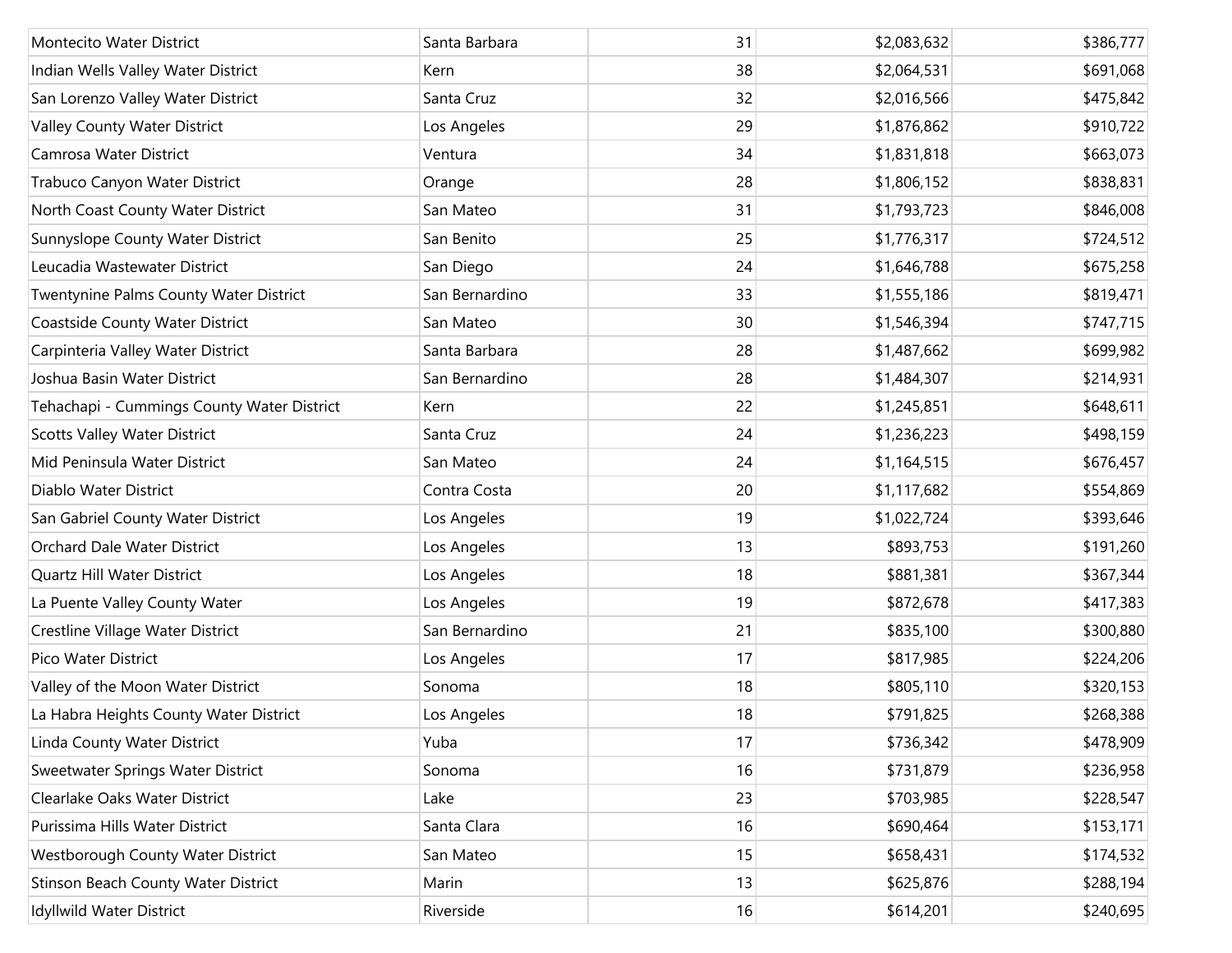| | | | | |
|---|---|---|---|---|
| Montecito Water District | Santa Barbara | 31 | $2,083,632 | $386,777 |
| Indian Wells Valley Water District | Kern | 38 | $2,064,531 | $691,068 |
| San Lorenzo Valley Water District | Santa Cruz | 32 | $2,016,566 | $475,842 |
| Valley County Water District | Los Angeles | 29 | $1,876,862 | $910,722 |
| Camrosa Water District | Ventura | 34 | $1,831,818 | $663,073 |
| Trabuco Canyon Water District | Orange | 28 | $1,806,152 | $838,831 |
| North Coast County Water District | San Mateo | 31 | $1,793,723 | $846,008 |
| Sunnyslope County Water District | San Benito | 25 | $1,776,317 | $724,512 |
| Leucadia Wastewater District | San Diego | 24 | $1,646,788 | $675,258 |
| Twentynine Palms County Water District | San Bernardino | 33 | $1,555,186 | $819,471 |
| Coastside County Water District | San Mateo | 30 | $1,546,394 | $747,715 |
| Carpinteria Valley Water District | Santa Barbara | 28 | $1,487,662 | $699,982 |
| Joshua Basin Water District | San Bernardino | 28 | $1,484,307 | $214,931 |
| Tehachapi - Cummings County Water District | Kern | 22 | $1,245,851 | $648,611 |
| Scotts Valley Water District | Santa Cruz | 24 | $1,236,223 | $498,159 |
| Mid Peninsula Water District | San Mateo | 24 | $1,164,515 | $676,457 |
| Diablo Water District | Contra Costa | 20 | $1,117,682 | $554,869 |
| San Gabriel County Water District | Los Angeles | 19 | $1,022,724 | $393,646 |
| Orchard Dale Water District | Los Angeles | 13 | $893,753 | $191,260 |
| Quartz Hill Water District | Los Angeles | 18 | $881,381 | $367,344 |
| La Puente Valley County Water | Los Angeles | 19 | $872,678 | $417,383 |
| Crestline Village Water District | San Bernardino | 21 | $835,100 | $300,880 |
| Pico Water District | Los Angeles | 17 | $817,985 | $224,206 |
| Valley of the Moon Water District | Sonoma | 18 | $805,110 | $320,153 |
| La Habra Heights County Water District | Los Angeles | 18 | $791,825 | $268,388 |
| Linda County Water District | Yuba | 17 | $736,342 | $478,909 |
| Sweetwater Springs Water District | Sonoma | 16 | $731,879 | $236,958 |
| Clearlake Oaks Water District | Lake | 23 | $703,985 | $228,547 |
| Purissima Hills Water District | Santa Clara | 16 | $690,464 | $153,171 |
| Westborough County Water District | San Mateo | 15 | $658,431 | $174,532 |
| Stinson Beach County Water District | Marin | 13 | $625,876 | $288,194 |
| Idyllwild Water District | Riverside | 16 | $614,201 | $240,695 |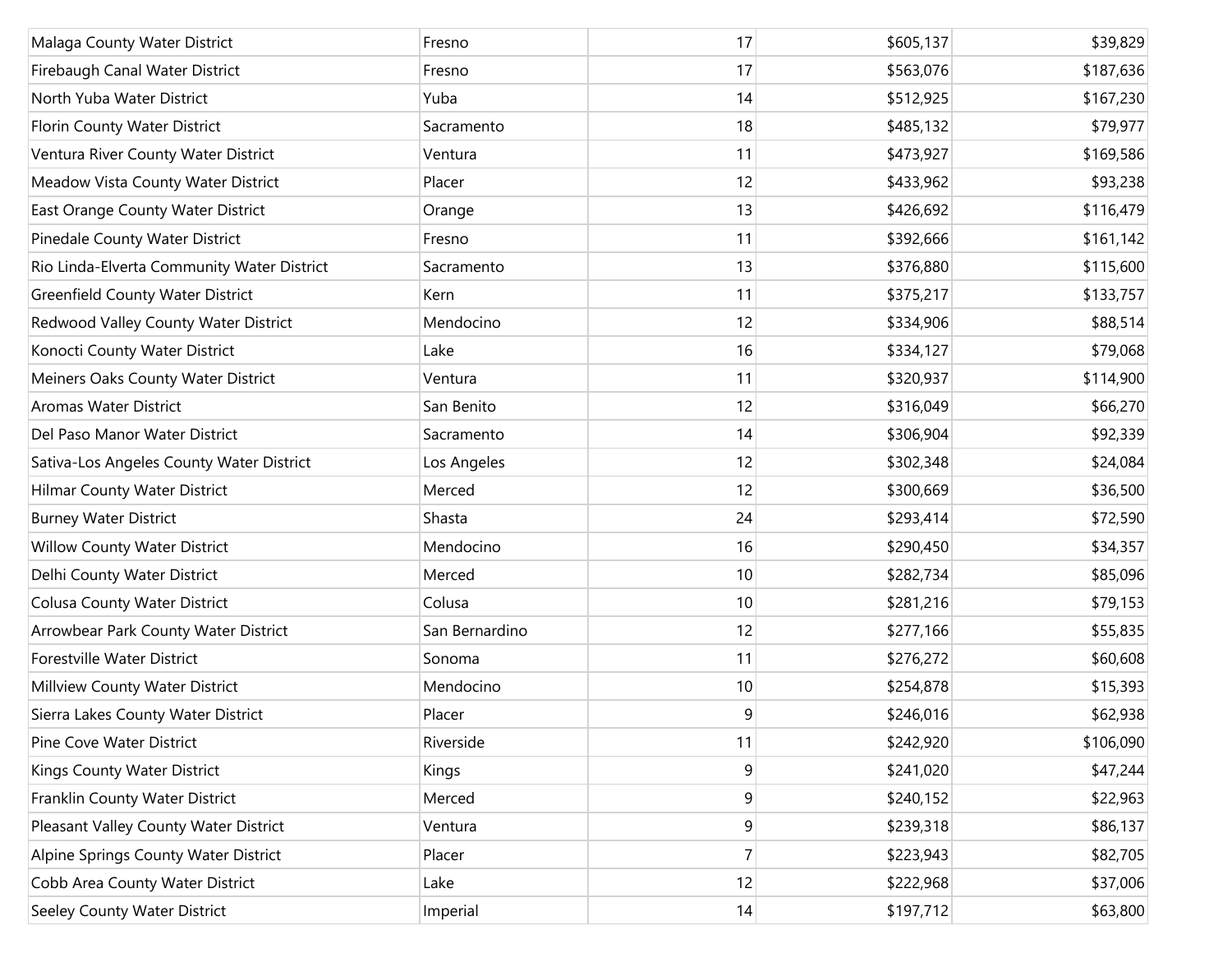| | | | | |
|---|---|---|---|---|
| Malaga County Water District | Fresno | 17 | $605,137 | $39,829 |
| Firebaugh Canal Water District | Fresno | 17 | $563,076 | $187,636 |
| North Yuba Water District | Yuba | 14 | $512,925 | $167,230 |
| Florin County Water District | Sacramento | 18 | $485,132 | $79,977 |
| Ventura River County Water District | Ventura | 11 | $473,927 | $169,586 |
| Meadow Vista County Water District | Placer | 12 | $433,962 | $93,238 |
| East Orange County Water District | Orange | 13 | $426,692 | $116,479 |
| Pinedale County Water District | Fresno | 11 | $392,666 | $161,142 |
| Rio Linda-Elverta Community Water District | Sacramento | 13 | $376,880 | $115,600 |
| Greenfield County Water District | Kern | 11 | $375,217 | $133,757 |
| Redwood Valley County Water District | Mendocino | 12 | $334,906 | $88,514 |
| Konocti County Water District | Lake | 16 | $334,127 | $79,068 |
| Meiners Oaks County Water District | Ventura | 11 | $320,937 | $114,900 |
| Aromas Water District | San Benito | 12 | $316,049 | $66,270 |
| Del Paso Manor Water District | Sacramento | 14 | $306,904 | $92,339 |
| Sativa-Los Angeles County Water District | Los Angeles | 12 | $302,348 | $24,084 |
| Hilmar County Water District | Merced | 12 | $300,669 | $36,500 |
| Burney Water District | Shasta | 24 | $293,414 | $72,590 |
| Willow County Water District | Mendocino | 16 | $290,450 | $34,357 |
| Delhi County Water District | Merced | 10 | $282,734 | $85,096 |
| Colusa County Water District | Colusa | 10 | $281,216 | $79,153 |
| Arrowbear Park County Water District | San Bernardino | 12 | $277,166 | $55,835 |
| Forestville Water District | Sonoma | 11 | $276,272 | $60,608 |
| Millview County Water District | Mendocino | 10 | $254,878 | $15,393 |
| Sierra Lakes County Water District | Placer | 9 | $246,016 | $62,938 |
| Pine Cove Water District | Riverside | 11 | $242,920 | $106,090 |
| Kings County Water District | Kings | 9 | $241,020 | $47,244 |
| Franklin County Water District | Merced | 9 | $240,152 | $22,963 |
| Pleasant Valley County Water District | Ventura | 9 | $239,318 | $86,137 |
| Alpine Springs County Water District | Placer | 7 | $223,943 | $82,705 |
| Cobb Area County Water District | Lake | 12 | $222,968 | $37,006 |
| Seeley County Water District | Imperial | 14 | $197,712 | $63,800 |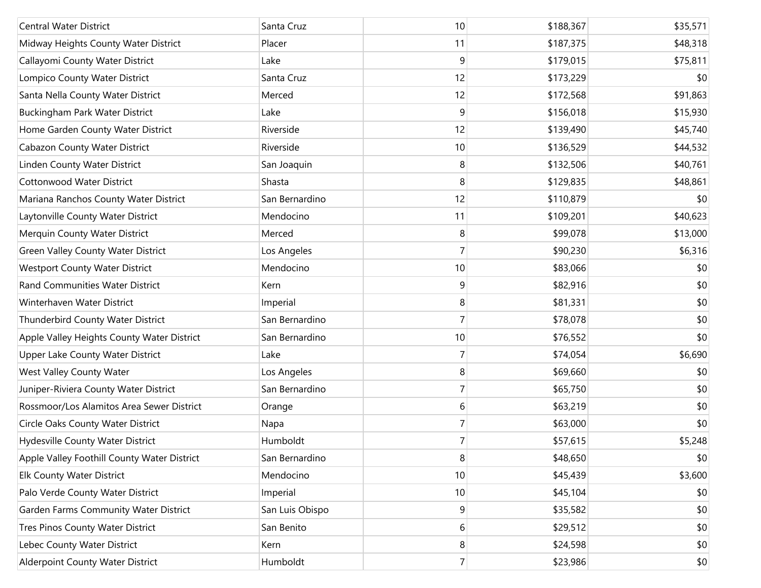| | | | | |
|---|---|---|---|---|
| Central Water District | Santa Cruz | 10 | $188,367 | $35,571 |
| Midway Heights County Water District | Placer | 11 | $187,375 | $48,318 |
| Callayomi County Water District | Lake | 9 | $179,015 | $75,811 |
| Lompico County Water District | Santa Cruz | 12 | $173,229 | $0 |
| Santa Nella County Water District | Merced | 12 | $172,568 | $91,863 |
| Buckingham Park Water District | Lake | 9 | $156,018 | $15,930 |
| Home Garden County Water District | Riverside | 12 | $139,490 | $45,740 |
| Cabazon County Water District | Riverside | 10 | $136,529 | $44,532 |
| Linden County Water District | San Joaquin | 8 | $132,506 | $40,761 |
| Cottonwood Water District | Shasta | 8 | $129,835 | $48,861 |
| Mariana Ranchos County Water District | San Bernardino | 12 | $110,879 | $0 |
| Laytonville County Water District | Mendocino | 11 | $109,201 | $40,623 |
| Merquin County Water District | Merced | 8 | $99,078 | $13,000 |
| Green Valley County Water District | Los Angeles | 7 | $90,230 | $6,316 |
| Westport County Water District | Mendocino | 10 | $83,066 | $0 |
| Rand Communities Water District | Kern | 9 | $82,916 | $0 |
| Winterhaven Water District | Imperial | 8 | $81,331 | $0 |
| Thunderbird County Water District | San Bernardino | 7 | $78,078 | $0 |
| Apple Valley Heights County Water District | San Bernardino | 10 | $76,552 | $0 |
| Upper Lake County Water District | Lake | 7 | $74,054 | $6,690 |
| West Valley County Water | Los Angeles | 8 | $69,660 | $0 |
| Juniper-Riviera County Water District | San Bernardino | 7 | $65,750 | $0 |
| Rossmoor/Los Alamitos Area Sewer District | Orange | 6 | $63,219 | $0 |
| Circle Oaks County Water District | Napa | 7 | $63,000 | $0 |
| Hydesville County Water District | Humboldt | 7 | $57,615 | $5,248 |
| Apple Valley Foothill County Water District | San Bernardino | 8 | $48,650 | $0 |
| Elk County Water District | Mendocino | 10 | $45,439 | $3,600 |
| Palo Verde County Water District | Imperial | 10 | $45,104 | $0 |
| Garden Farms Community Water District | San Luis Obispo | 9 | $35,582 | $0 |
| Tres Pinos County Water District | San Benito | 6 | $29,512 | $0 |
| Lebec County Water District | Kern | 8 | $24,598 | $0 |
| Alderpoint County Water District | Humboldt | 7 | $23,986 | $0 |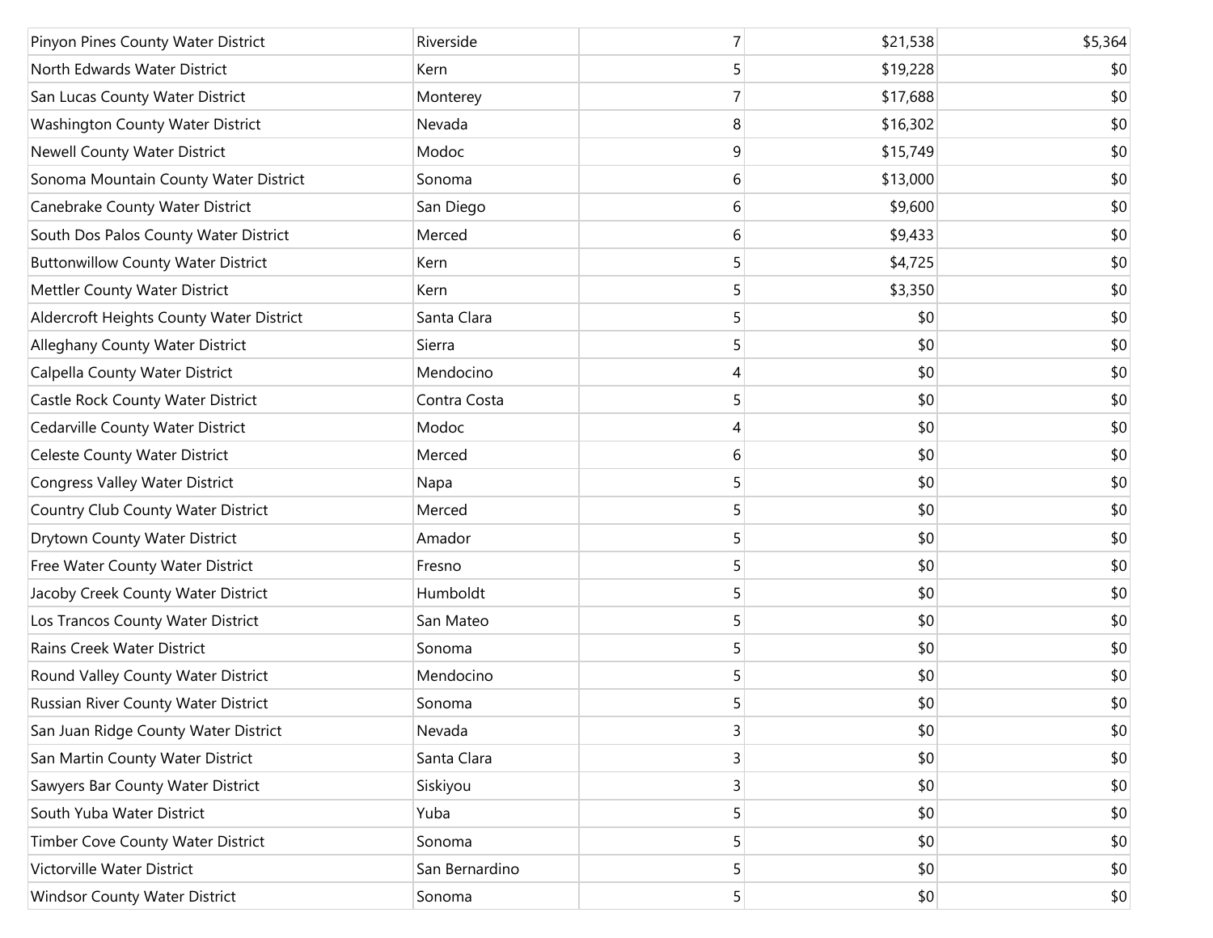| | | | | |
|---|---|---|---|---|
| Pinyon Pines County Water District | Riverside | 7 | $21,538 | $5,364 |
| North Edwards Water District | Kern | 5 | $19,228 | $0 |
| San Lucas County Water District | Monterey | 7 | $17,688 | $0 |
| Washington County Water District | Nevada | 8 | $16,302 | $0 |
| Newell County Water District | Modoc | 9 | $15,749 | $0 |
| Sonoma Mountain County Water District | Sonoma | 6 | $13,000 | $0 |
| Canebrake County Water District | San Diego | 6 | $9,600 | $0 |
| South Dos Palos County Water District | Merced | 6 | $9,433 | $0 |
| Buttonwillow County Water District | Kern | 5 | $4,725 | $0 |
| Mettler County Water District | Kern | 5 | $3,350 | $0 |
| Aldercroft Heights County Water District | Santa Clara | 5 | $0 | $0 |
| Alleghany County Water District | Sierra | 5 | $0 | $0 |
| Calpella County Water District | Mendocino | 4 | $0 | $0 |
| Castle Rock County Water District | Contra Costa | 5 | $0 | $0 |
| Cedarville County Water District | Modoc | 4 | $0 | $0 |
| Celeste County Water District | Merced | 6 | $0 | $0 |
| Congress Valley Water District | Napa | 5 | $0 | $0 |
| Country Club County Water District | Merced | 5 | $0 | $0 |
| Drytown County Water District | Amador | 5 | $0 | $0 |
| Free Water County Water District | Fresno | 5 | $0 | $0 |
| Jacoby Creek County Water District | Humboldt | 5 | $0 | $0 |
| Los Trancos County Water District | San Mateo | 5 | $0 | $0 |
| Rains Creek Water District | Sonoma | 5 | $0 | $0 |
| Round Valley County Water District | Mendocino | 5 | $0 | $0 |
| Russian River County Water District | Sonoma | 5 | $0 | $0 |
| San Juan Ridge County Water District | Nevada | 3 | $0 | $0 |
| San Martin County Water District | Santa Clara | 3 | $0 | $0 |
| Sawyers Bar County Water District | Siskiyou | 3 | $0 | $0 |
| South Yuba Water District | Yuba | 5 | $0 | $0 |
| Timber Cove County Water District | Sonoma | 5 | $0 | $0 |
| Victorville Water District | San Bernardino | 5 | $0 | $0 |
| Windsor County Water District | Sonoma | 5 | $0 | $0 |